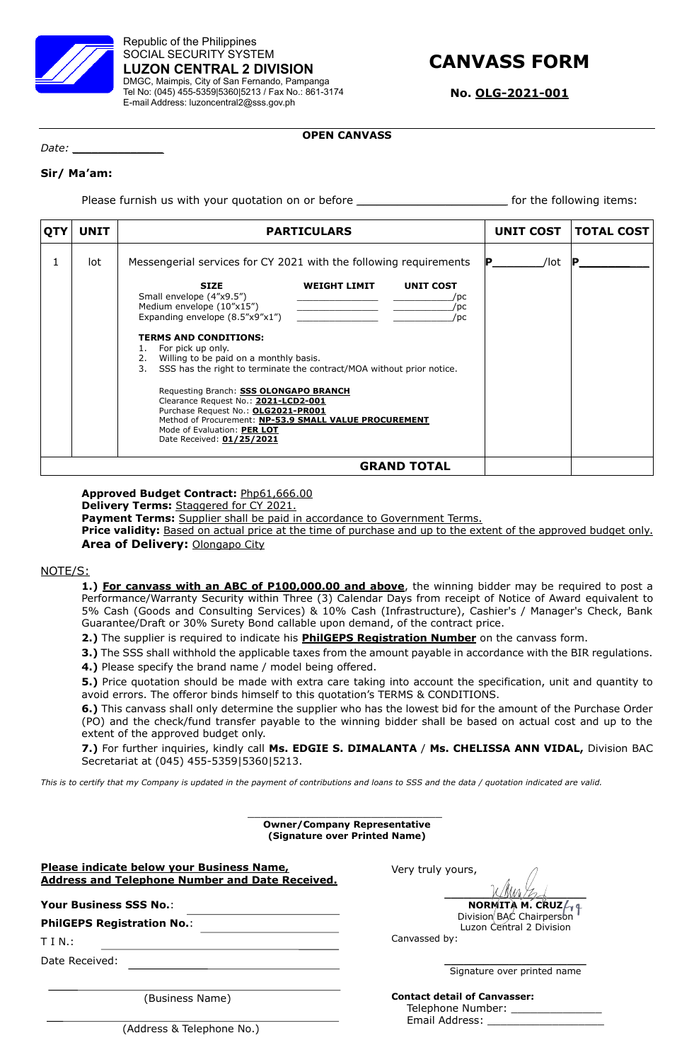Republic of the Philippines
SOCIAL SECURITY SYSTEM
**LUZON CENTRAL 2 DIVISION**
DMGC, Maimpis, City of San Fernando, Pampanga
Tel No: (045) 455-5359|5360|5213 / Fax No.: 861-3174
E-mail Address: luzoncentral2@sss.gov.ph

# CANVASS FORM

**No. OLG-2021-001**

**OPEN CANVASS**

*Date:* ____________

**Sir/ Ma'am:**

Please furnish us with your quotation on or before ____________________ for the following items:

| QTY | UNIT | PARTICULARS | UNIT COST | TOTAL COST |
|---|---|---|---|---|
| 1 | lot | Messengerial services for CY 2021 with the following requirements<br><br>**SIZE** / **WEIGHT LIMIT** / **UNIT COST**<br>Small envelope (4"x9.5") ____________ ____________/pc<br>Medium envelope (10"x15") ____________ ____________/pc<br>Expanding envelope (8.5"x9"x1") ____________ ____________/pc<br><br>**TERMS AND CONDITIONS:**<br>1. For pick up only.<br>2. Willing to be paid on a monthly basis.<br>3. SSS has the right to terminate the contract/MOA without prior notice.<br><br>Requesting Branch: **SSS OLONGAPO BRANCH**<br>Clearance Request No.: **2021-LCD2-001**<br>Purchase Request No.: **OLG2021-PR001**<br>Method of Procurement: **NP-53.9 SMALL VALUE PROCUREMENT**<br>Mode of Evaluation: **PER LOT**<br>Date Received: **01/25/2021** | P________/lot | P__________ |
| | | **GRAND TOTAL** | | |

**Approved Budget Contract:** Php61,666.00
**Delivery Terms:** Staggered for CY 2021.
**Payment Terms:** Supplier shall be paid in accordance to Government Terms.
**Price validity:** Based on actual price at the time of purchase and up to the extent of the approved budget only.
**Area of Delivery:** Olongapo City

NOTE/S:

**1.)** **For canvass with an ABC of P100,000.00 and above**, the winning bidder may be required to post a Performance/Warranty Security within Three (3) Calendar Days from receipt of Notice of Award equivalent to 5% Cash (Goods and Consulting Services) & 10% Cash (Infrastructure), Cashier's / Manager's Check, Bank Guarantee/Draft or 30% Surety Bond callable upon demand, of the contract price.

**2.)** The supplier is required to indicate his **PhilGEPS Registration Number** on the canvass form.

**3.)** The SSS shall withhold the applicable taxes from the amount payable in accordance with the BIR regulations.

**4.)** Please specify the brand name / model being offered.

**5.)** Price quotation should be made with extra care taking into account the specification, unit and quantity to avoid errors. The offeror binds himself to this quotation's TERMS & CONDITIONS.

**6.)** This canvass shall only determine the supplier who has the lowest bid for the amount of the Purchase Order (PO) and the check/fund transfer payable to the winning bidder shall be based on actual cost and up to the extent of the approved budget only.

**7.)** For further inquiries, kindly call **Ms. EDGIE S. DIMALANTA** / **Ms. CHELISSA ANN VIDAL,** Division BAC Secretariat at (045) 455-5359|5360|5213.

*This is to certify that my Company is updated in the payment of contributions and loans to SSS and the data / quotation indicated are valid.*

____________________________
**Owner/Company Representative**
**(Signature over Printed Name)**

**Please indicate below your Business Name, Address and Telephone Number and Date Received.**

**Your Business SSS No.**: ____________________

**PhilGEPS Registration No.**: ____________________

T I N.: ____________________

Date Received: ____________________

____________________
(Business Name)

____________________
(Address & Telephone No.)

Very truly yours,

**NORMITA M. CRUZ**
Division BAC Chairperson
Luzon Central 2 Division

Canvassed by:

____________________
Signature over printed name

**Contact detail of Canvasser:**
Telephone Number: ______________
Email Address: __________________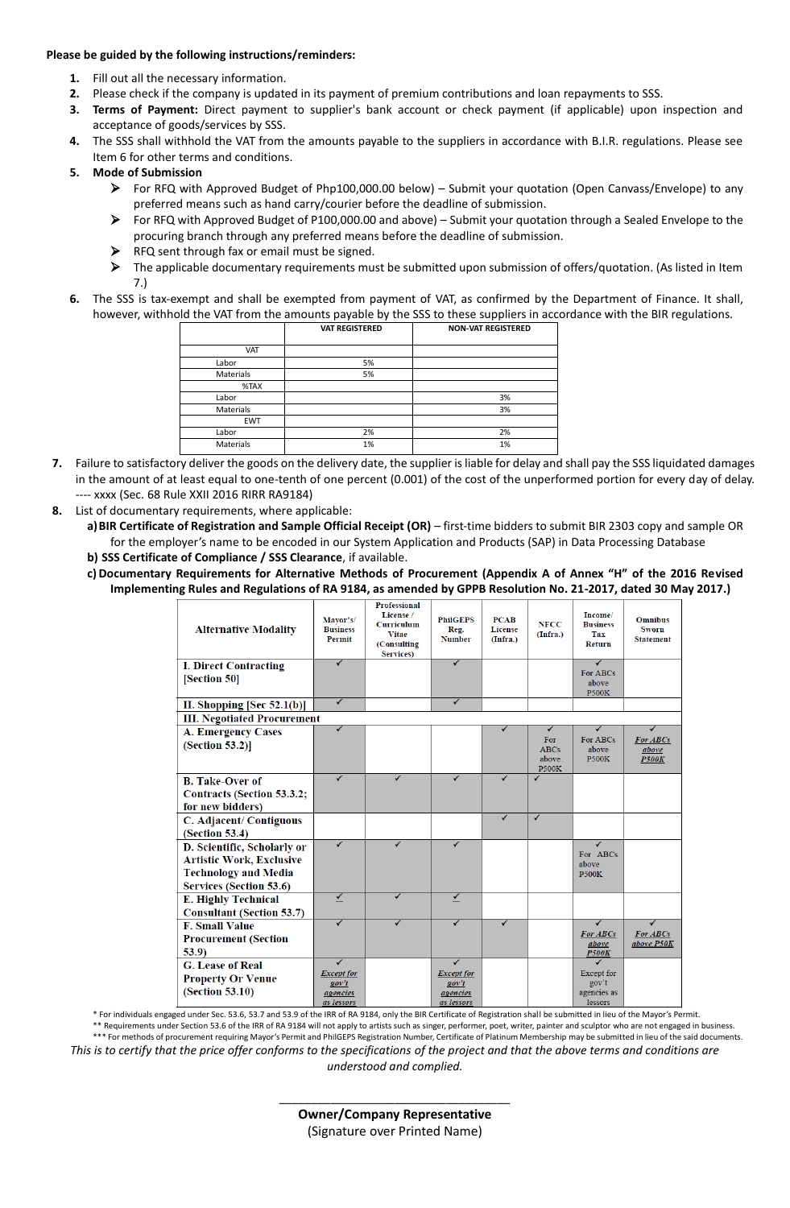**Please be guided by the following instructions/reminders:**

1. Fill out all the necessary information.
2. Please check if the company is updated in its payment of premium contributions and loan repayments to SSS.
3. **Terms of Payment:** Direct payment to supplier's bank account or check payment (if applicable) upon inspection and acceptance of goods/services by SSS.
4. The SSS shall withhold the VAT from the amounts payable to the suppliers in accordance with B.I.R. regulations. Please see Item 6 for other terms and conditions.
5. **Mode of Submission**
   - For RFQ with Approved Budget of Php100,000.00 below) – Submit your quotation (Open Canvass/Envelope) to any preferred means such as hand carry/courier before the deadline of submission.
   - For RFQ with Approved Budget of P100,000.00 and above) – Submit your quotation through a Sealed Envelope to the procuring branch through any preferred means before the deadline of submission.
   - RFQ sent through fax or email must be signed.
   - The applicable documentary requirements must be submitted upon submission of offers/quotation. (As listed in Item 7.)
6. The SSS is tax-exempt and shall be exempted from payment of VAT, as confirmed by the Department of Finance. It shall, however, withhold the VAT from the amounts payable by the SSS to these suppliers in accordance with the BIR regulations.

| | VAT REGISTERED | NON-VAT REGISTERED |
|---|---|---|
| VAT | | |
| Labor | 5% | |
| Materials | 5% | |
| %TAX | | |
| Labor | | 3% |
| Materials | | 3% |
| EWT | | |
| Labor | 2% | 2% |
| Materials | 1% | 1% |

7. Failure to satisfactory deliver the goods on the delivery date, the supplier is liable for delay and shall pay the SSS liquidated damages in the amount of at least equal to one-tenth of one percent (0.001) of the cost of the unperformed portion for every day of delay. ---- xxxx (Sec. 68 Rule XXII 2016 RIRR RA9184)
8. List of documentary requirements, where applicable:
   a) **BIR Certificate of Registration and Sample Official Receipt (OR)** – first-time bidders to submit BIR 2303 copy and sample OR for the employer's name to be encoded in our System Application and Products (SAP) in Data Processing Database
   b) **SSS Certificate of Compliance / SSS Clearance**, if available.
   c) **Documentary Requirements for Alternative Methods of Procurement (Appendix A of Annex "H" of the 2016 Revised Implementing Rules and Regulations of RA 9184, as amended by GPPB Resolution No. 21-2017, dated 30 May 2017.)**

| Alternative Modality | Mayor's/ Business Permit | Professional License / Curriculum Vitae (Consulting Services) | PhilGEPS Reg. Number | PCAB License (Infra.) | NFCC (Infra.) | Income/ Business Tax Return | Omnibus Sworn Statement |
|---|---|---|---|---|---|---|---|
| I. Direct Contracting [Section 50] | ✓ | | ✓ | | | ✓ For ABCs above P500K | |
| II. Shopping [Sec 52.1(b)] | ✓ | | ✓ | | | | |
| **III. Negotiated Procurement** | | | | | | | |
| A. Emergency Cases (Section 53.2)] | ✓ | | | ✓ | ✓ For ABCs above P500K | ✓ For ABCs above P500K | ✓ *For ABCs above P500K* |
| B. Take-Over of Contracts (Section 53.3.2; for new bidders) | ✓ | ✓ | ✓ | ✓ | ✓ | | |
| C. Adjacent/ Contiguous (Section 53.4) | | | | ✓ | ✓ | | |
| D. Scientific, Scholarly or Artistic Work, Exclusive Technology and Media Services (Section 53.6) | ✓ | ✓ | ✓ | | | ✓ For ABCs above P500K | |
| E. Highly Technical Consultant (Section 53.7) | ✓ | ✓ | ✓ | | | | |
| F. Small Value Procurement (Section 53.9) | ✓ | ✓ | ✓ | ✓ | | ✓ *For ABCs above P500K* | ✓ *For ABCs above P50K* |
| G. Lease of Real Property Or Venue (Section 53.10) | ✓ *Except for gov't agencies as lessors* | | ✓ *Except for gov't agencies as lessors* | | | ✓ Except for gov't agencies as lessors | |

\* For individuals engaged under Sec. 53.6, 53.7 and 53.9 of the IRR of RA 9184, only the BIR Certificate of Registration shall be submitted in lieu of the Mayor's Permit.
\*\* Requirements under Section 53.6 of the IRR of RA 9184 will not apply to artists such as singer, performer, poet, writer, painter and sculptor who are not engaged in business.
\*\*\* For methods of procurement requiring Mayor's Permit and PhilGEPS Registration Number, Certificate of Platinum Membership may be submitted in lieu of the said documents.

*This is to certify that the price offer conforms to the specifications of the project and that the above terms and conditions are understood and complied.*

\_\_\_\_\_\_\_\_\_\_\_\_\_\_\_\_\_\_\_\_\_\_\_\_\_\_\_\_\_\_\_\_\_\_\_\_

**Owner/Company Representative**
(Signature over Printed Name)